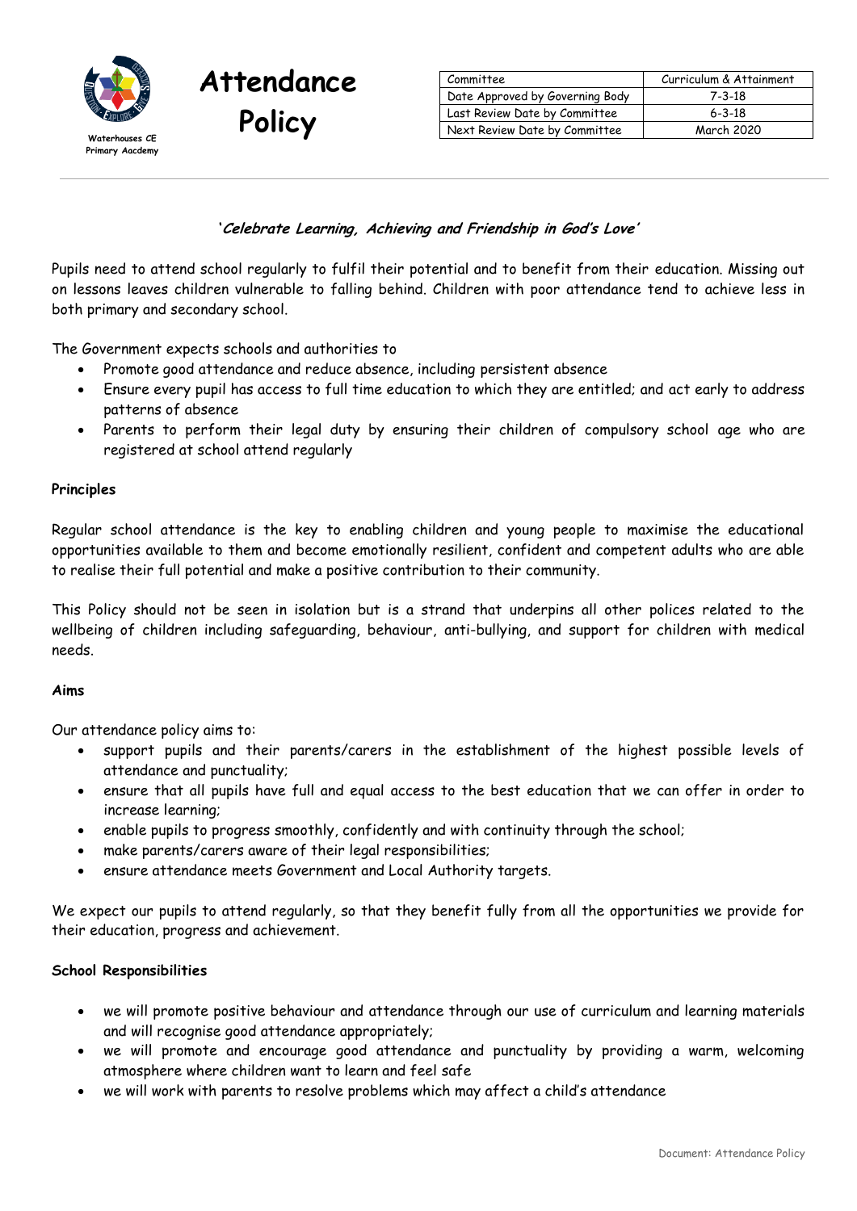Waterhouses CE Primary Aacdemy

# Attendance Policy

| Committee | Curriculum & Attainment |
| --- | --- |
| Date Approved by Governing Body | 7-3-18 |
| Last Review Date by Committee | 6-3-18 |
| Next Review Date by Committee | March 2020 |

***'Celebrate Learning, Achieving and Friendship in God's Love'***

Pupils need to attend school regularly to fulfil their potential and to benefit from their education. Missing out on lessons leaves children vulnerable to falling behind. Children with poor attendance tend to achieve less in both primary and secondary school.

The Government expects schools and authorities to

- Promote good attendance and reduce absence, including persistent absence
- Ensure every pupil has access to full time education to which they are entitled; and act early to address patterns of absence
- Parents to perform their legal duty by ensuring their children of compulsory school age who are registered at school attend regularly

**Principles**

Regular school attendance is the key to enabling children and young people to maximise the educational opportunities available to them and become emotionally resilient, confident and competent adults who are able to realise their full potential and make a positive contribution to their community.

This Policy should not be seen in isolation but is a strand that underpins all other polices related to the wellbeing of children including safeguarding, behaviour, anti-bullying, and support for children with medical needs.

**Aims**

Our attendance policy aims to:

- support pupils and their parents/carers in the establishment of the highest possible levels of attendance and punctuality;
- ensure that all pupils have full and equal access to the best education that we can offer in order to increase learning;
- enable pupils to progress smoothly, confidently and with continuity through the school;
- make parents/carers aware of their legal responsibilities;
- ensure attendance meets Government and Local Authority targets.

We expect our pupils to attend regularly, so that they benefit fully from all the opportunities we provide for their education, progress and achievement.

**School Responsibilities**

- we will promote positive behaviour and attendance through our use of curriculum and learning materials and will recognise good attendance appropriately;
- we will promote and encourage good attendance and punctuality by providing a warm, welcoming atmosphere where children want to learn and feel safe
- we will work with parents to resolve problems which may affect a child's attendance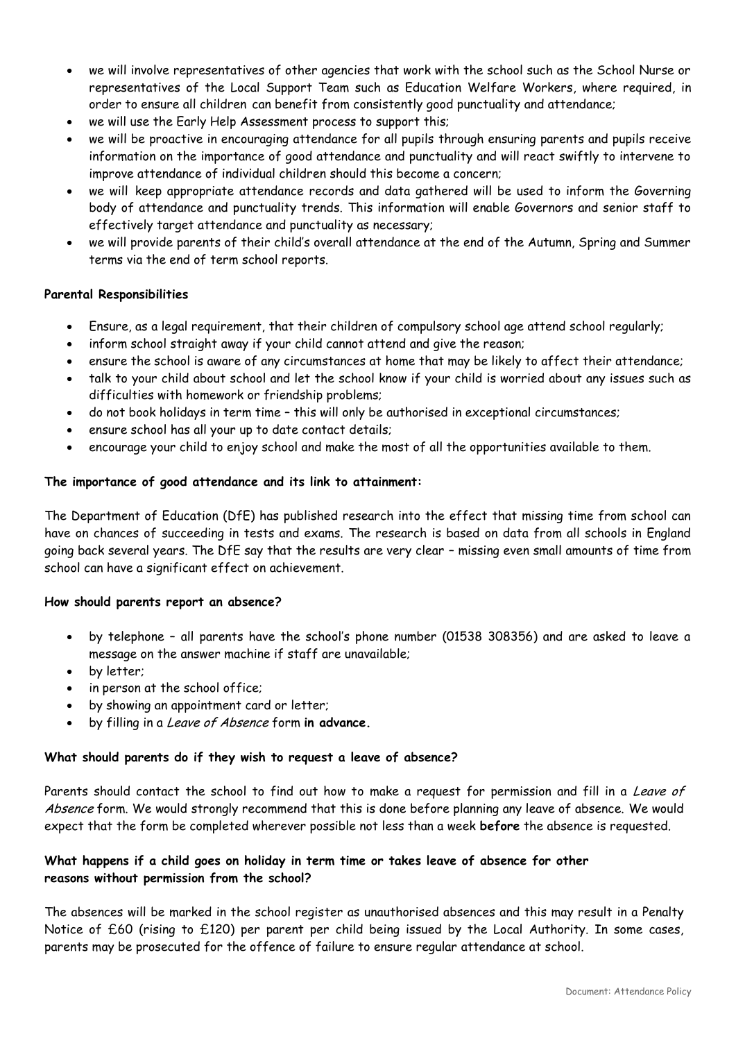- we will involve representatives of other agencies that work with the school such as the School Nurse or representatives of the Local Support Team such as Education Welfare Workers, where required, in order to ensure all children can benefit from consistently good punctuality and attendance;
- we will use the Early Help Assessment process to support this;
- we will be proactive in encouraging attendance for all pupils through ensuring parents and pupils receive information on the importance of good attendance and punctuality and will react swiftly to intervene to improve attendance of individual children should this become a concern;
- we will keep appropriate attendance records and data gathered will be used to inform the Governing body of attendance and punctuality trends. This information will enable Governors and senior staff to effectively target attendance and punctuality as necessary;
- we will provide parents of their child's overall attendance at the end of the Autumn, Spring and Summer terms via the end of term school reports.

**Parental Responsibilities**

- Ensure, as a legal requirement, that their children of compulsory school age attend school regularly;
- inform school straight away if your child cannot attend and give the reason;
- ensure the school is aware of any circumstances at home that may be likely to affect their attendance;
- talk to your child about school and let the school know if your child is worried about any issues such as difficulties with homework or friendship problems;
- do not book holidays in term time – this will only be authorised in exceptional circumstances;
- ensure school has all your up to date contact details;
- encourage your child to enjoy school and make the most of all the opportunities available to them.

**The importance of good attendance and its link to attainment:**

The Department of Education (DfE) has published research into the effect that missing time from school can have on chances of succeeding in tests and exams. The research is based on data from all schools in England going back several years. The DfE say that the results are very clear – missing even small amounts of time from school can have a significant effect on achievement.

**How should parents report an absence?**

- by telephone – all parents have the school's phone number (01538 308356) and are asked to leave a message on the answer machine if staff are unavailable;
- by letter;
- in person at the school office;
- by showing an appointment card or letter;
- by filling in a *Leave of Absence* form **in advance.**

**What should parents do if they wish to request a leave of absence?**

Parents should contact the school to find out how to make a request for permission and fill in a *Leave of Absence* form. We would strongly recommend that this is done before planning any leave of absence. We would expect that the form be completed wherever possible not less than a week **before** the absence is requested.

**What happens if a child goes on holiday in term time or takes leave of absence for other reasons without permission from the school?**

The absences will be marked in the school register as unauthorised absences and this may result in a Penalty Notice of £60 (rising to £120) per parent per child being issued by the Local Authority. In some cases, parents may be prosecuted for the offence of failure to ensure regular attendance at school.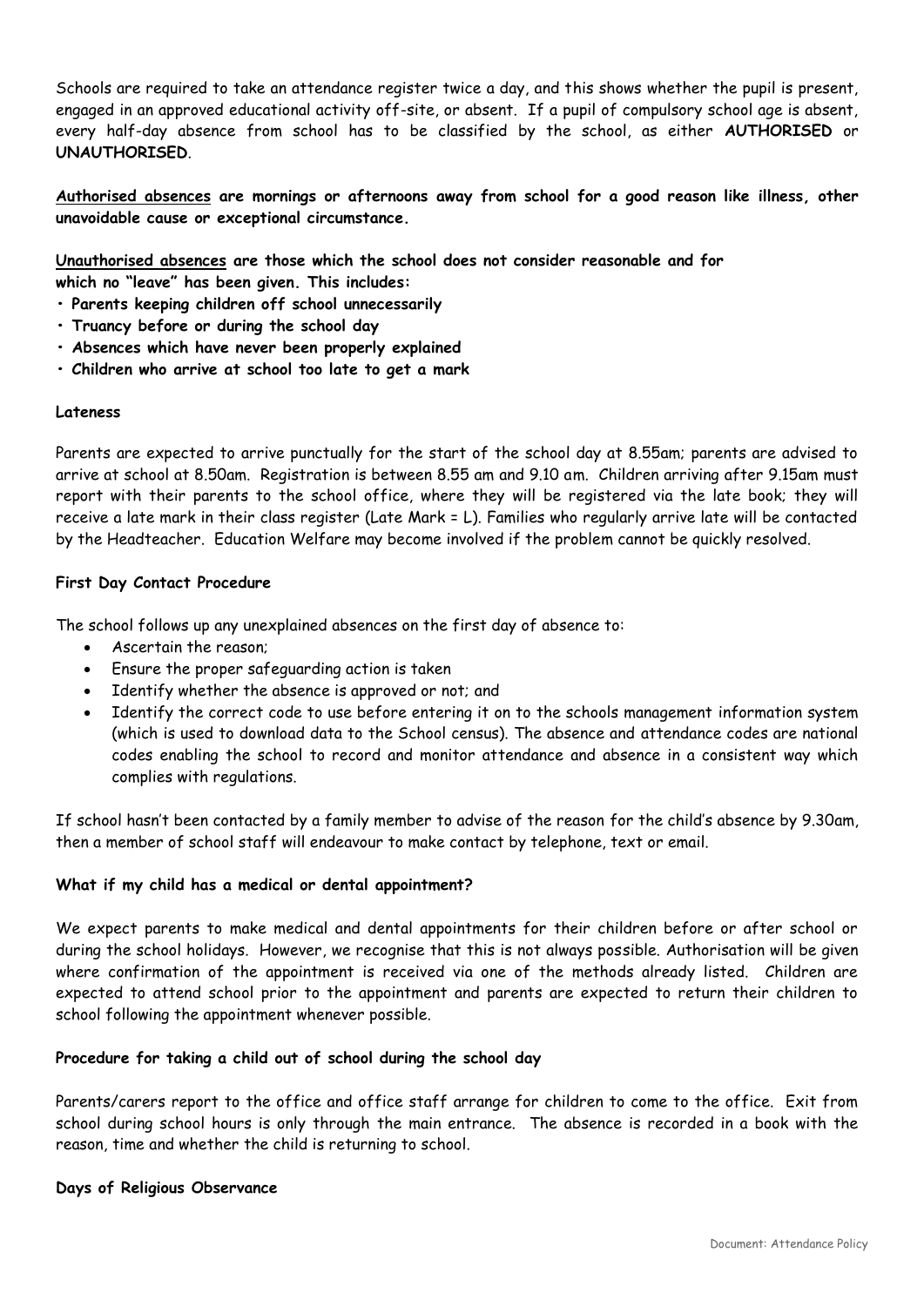Schools are required to take an attendance register twice a day, and this shows whether the pupil is present, engaged in an approved educational activity off-site, or absent. If a pupil of compulsory school age is absent, every half-day absence from school has to be classified by the school, as either **AUTHORISED** or **UNAUTHORISED**.

**<u>Authorised absences</u> are mornings or afternoons away from school for a good reason like illness, other unavoidable cause or exceptional circumstance.**

**<u>Unauthorised absences</u> are those which the school does not consider reasonable and for which no "leave" has been given. This includes:**

- **Parents keeping children off school unnecessarily**
- **Truancy before or during the school day**
- **Absences which have never been properly explained**
- **Children who arrive at school too late to get a mark**

**Lateness**

Parents are expected to arrive punctually for the start of the school day at 8.55am; parents are advised to arrive at school at 8.50am. Registration is between 8.55 am and 9.10 am. Children arriving after 9.15am must report with their parents to the school office, where they will be registered via the late book; they will receive a late mark in their class register (Late Mark = L). Families who regularly arrive late will be contacted by the Headteacher. Education Welfare may become involved if the problem cannot be quickly resolved.

**First Day Contact Procedure**

The school follows up any unexplained absences on the first day of absence to:

- Ascertain the reason;
- Ensure the proper safeguarding action is taken
- Identify whether the absence is approved or not; and
- Identify the correct code to use before entering it on to the schools management information system (which is used to download data to the School census). The absence and attendance codes are national codes enabling the school to record and monitor attendance and absence in a consistent way which complies with regulations.

If school hasn't been contacted by a family member to advise of the reason for the child's absence by 9.30am, then a member of school staff will endeavour to make contact by telephone, text or email.

**What if my child has a medical or dental appointment?**

We expect parents to make medical and dental appointments for their children before or after school or during the school holidays. However, we recognise that this is not always possible. Authorisation will be given where confirmation of the appointment is received via one of the methods already listed. Children are expected to attend school prior to the appointment and parents are expected to return their children to school following the appointment whenever possible.

**Procedure for taking a child out of school during the school day**

Parents/carers report to the office and office staff arrange for children to come to the office. Exit from school during school hours is only through the main entrance. The absence is recorded in a book with the reason, time and whether the child is returning to school.

**Days of Religious Observance**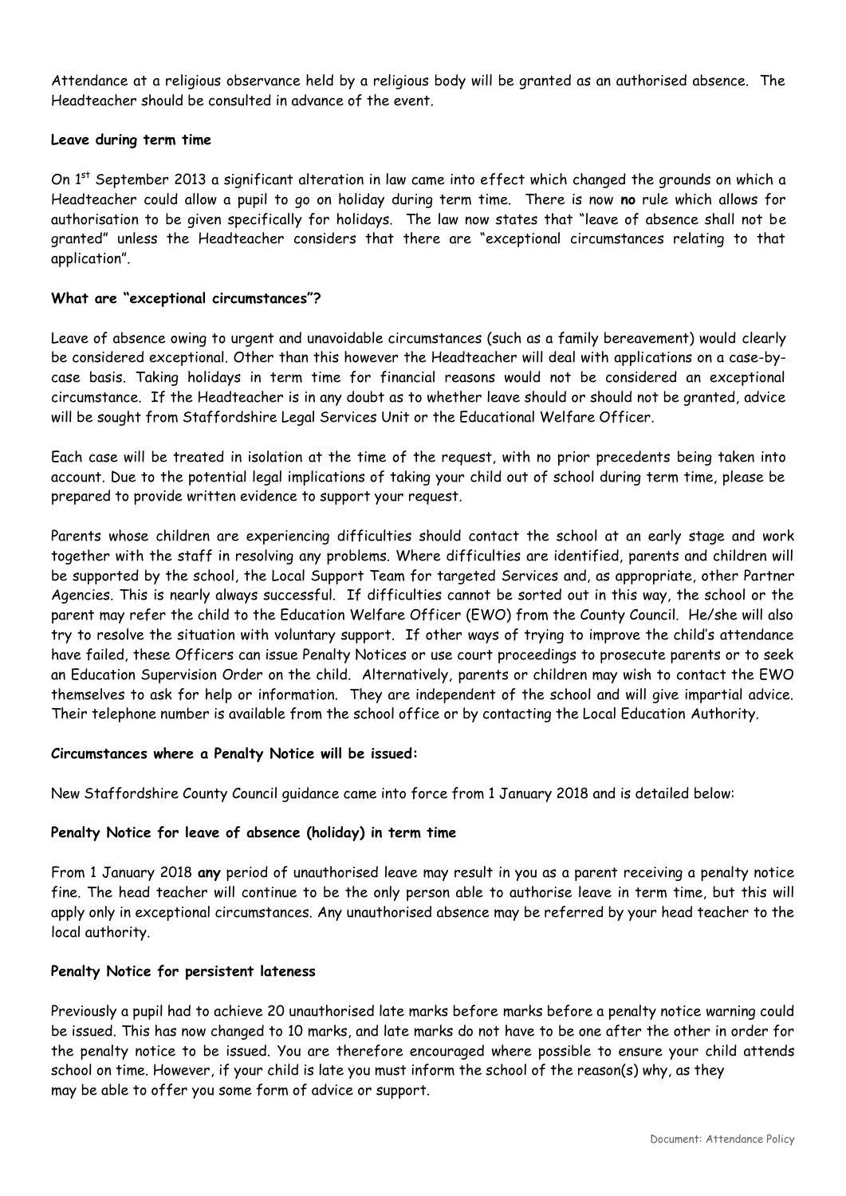Attendance at a religious observance held by a religious body will be granted as an authorised absence. The Headteacher should be consulted in advance of the event.

**Leave during term time**

On 1st September 2013 a significant alteration in law came into effect which changed the grounds on which a Headteacher could allow a pupil to go on holiday during term time. There is now **no** rule which allows for authorisation to be given specifically for holidays. The law now states that "leave of absence shall not be granted" unless the Headteacher considers that there are "exceptional circumstances relating to that application".

**What are "exceptional circumstances"?**

Leave of absence owing to urgent and unavoidable circumstances (such as a family bereavement) would clearly be considered exceptional. Other than this however the Headteacher will deal with applications on a case-by-case basis. Taking holidays in term time for financial reasons would not be considered an exceptional circumstance. If the Headteacher is in any doubt as to whether leave should or should not be granted, advice will be sought from Staffordshire Legal Services Unit or the Educational Welfare Officer.

Each case will be treated in isolation at the time of the request, with no prior precedents being taken into account. Due to the potential legal implications of taking your child out of school during term time, please be prepared to provide written evidence to support your request.

Parents whose children are experiencing difficulties should contact the school at an early stage and work together with the staff in resolving any problems. Where difficulties are identified, parents and children will be supported by the school, the Local Support Team for targeted Services and, as appropriate, other Partner Agencies. This is nearly always successful. If difficulties cannot be sorted out in this way, the school or the parent may refer the child to the Education Welfare Officer (EWO) from the County Council. He/she will also try to resolve the situation with voluntary support. If other ways of trying to improve the child's attendance have failed, these Officers can issue Penalty Notices or use court proceedings to prosecute parents or to seek an Education Supervision Order on the child. Alternatively, parents or children may wish to contact the EWO themselves to ask for help or information. They are independent of the school and will give impartial advice. Their telephone number is available from the school office or by contacting the Local Education Authority.

**Circumstances where a Penalty Notice will be issued:**

New Staffordshire County Council guidance came into force from 1 January 2018 and is detailed below:

**Penalty Notice for leave of absence (holiday) in term time**

From 1 January 2018 **any** period of unauthorised leave may result in you as a parent receiving a penalty notice fine. The head teacher will continue to be the only person able to authorise leave in term time, but this will apply only in exceptional circumstances. Any unauthorised absence may be referred by your head teacher to the local authority.

**Penalty Notice for persistent lateness**

Previously a pupil had to achieve 20 unauthorised late marks before marks before a penalty notice warning could be issued. This has now changed to 10 marks, and late marks do not have to be one after the other in order for the penalty notice to be issued. You are therefore encouraged where possible to ensure your child attends school on time. However, if your child is late you must inform the school of the reason(s) why, as they may be able to offer you some form of advice or support.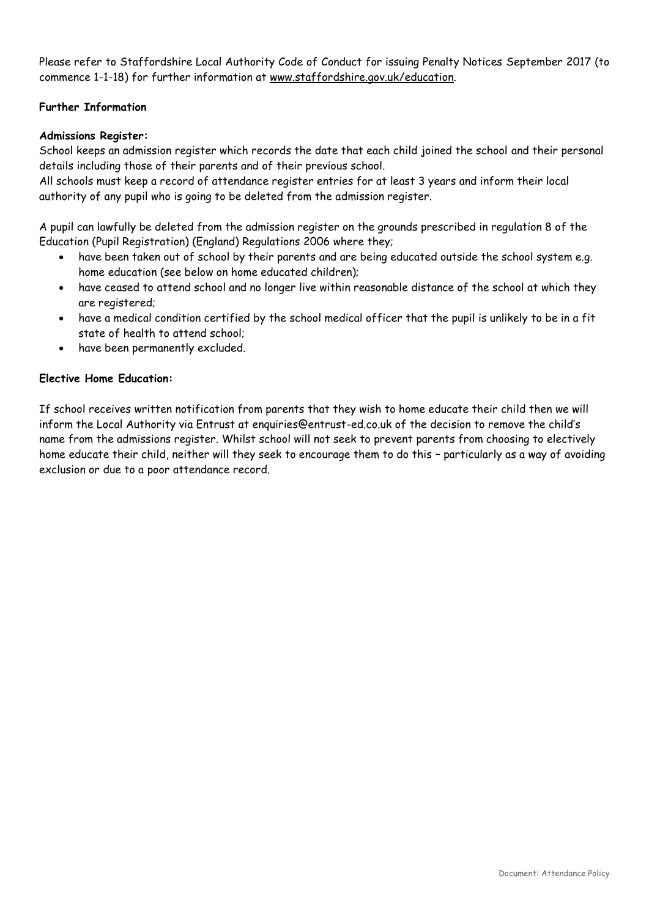Please refer to Staffordshire Local Authority Code of Conduct for issuing Penalty Notices September 2017 (to commence 1-1-18) for further information at www.staffordshire.gov.uk/education.

**Further Information**

**Admissions Register:**

School keeps an admission register which records the date that each child joined the school and their personal details including those of their parents and of their previous school.

All schools must keep a record of attendance register entries for at least 3 years and inform their local authority of any pupil who is going to be deleted from the admission register.

A pupil can lawfully be deleted from the admission register on the grounds prescribed in regulation 8 of the Education (Pupil Registration) (England) Regulations 2006 where they;

- have been taken out of school by their parents and are being educated outside the school system e.g. home education (see below on home educated children);
- have ceased to attend school and no longer live within reasonable distance of the school at which they are registered;
- have a medical condition certified by the school medical officer that the pupil is unlikely to be in a fit state of health to attend school;
- have been permanently excluded.

**Elective Home Education:**

If school receives written notification from parents that they wish to home educate their child then we will inform the Local Authority via Entrust at enquiries@entrust-ed.co.uk of the decision to remove the child's name from the admissions register. Whilst school will not seek to prevent parents from choosing to electively home educate their child, neither will they seek to encourage them to do this – particularly as a way of avoiding exclusion or due to a poor attendance record.